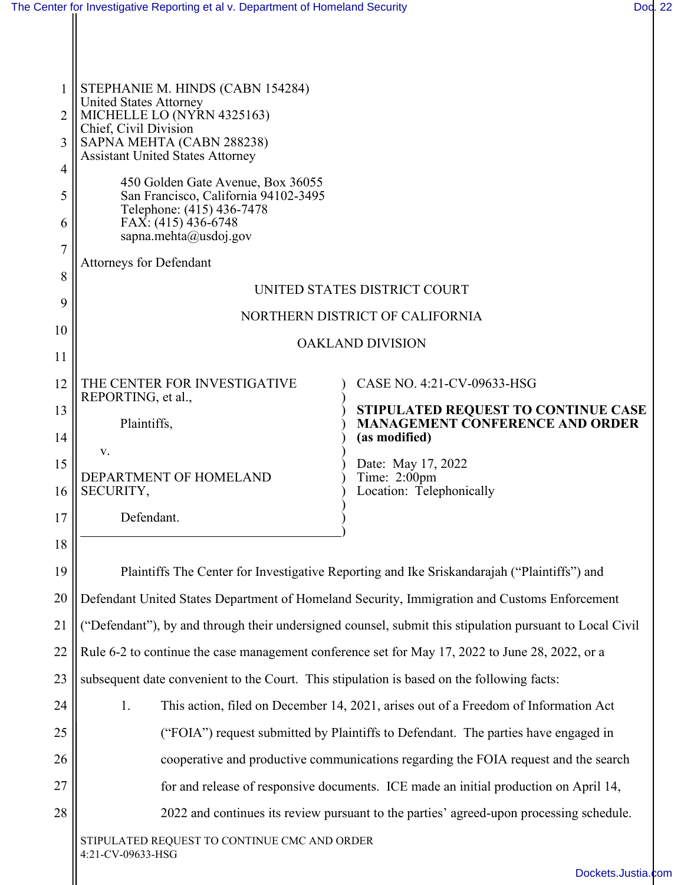STEPHANIE M. HINDS (CABN 154284)
United States Attorney
MICHELLE LO (NYRN 4325163)
Chief, Civil Division
SAPNA MEHTA (CABN 288238)
Assistant United States Attorney

450 Golden Gate Avenue, Box 36055
San Francisco, California 94102-3495
Telephone: (415) 436-7478
FAX: (415) 436-6748
sapna.mehta@usdoj.gov

Attorneys for Defendant

UNITED STATES DISTRICT COURT

NORTHERN DISTRICT OF CALIFORNIA

OAKLAND DIVISION

THE CENTER FOR INVESTIGATIVE REPORTING, et al.,

Plaintiffs,

v.

DEPARTMENT OF HOMELAND SECURITY,

Defendant.

CASE NO. 4:21-CV-09633-HSG

**STIPULATED REQUEST TO CONTINUE CASE MANAGEMENT CONFERENCE AND ORDER (as modified)**

Date: May 17, 2022
Time: 2:00pm
Location: Telephonically

Plaintiffs The Center for Investigative Reporting and Ike Sriskandarajah ("Plaintiffs") and Defendant United States Department of Homeland Security, Immigration and Customs Enforcement ("Defendant"), by and through their undersigned counsel, submit this stipulation pursuant to Local Civil Rule 6-2 to continue the case management conference set for May 17, 2022 to June 28, 2022, or a subsequent date convenient to the Court. This stipulation is based on the following facts:

1. This action, filed on December 14, 2021, arises out of a Freedom of Information Act ("FOIA") request submitted by Plaintiffs to Defendant. The parties have engaged in cooperative and productive communications regarding the FOIA request and the search for and release of responsive documents. ICE made an initial production on April 14, 2022 and continues its review pursuant to the parties' agreed-upon processing schedule.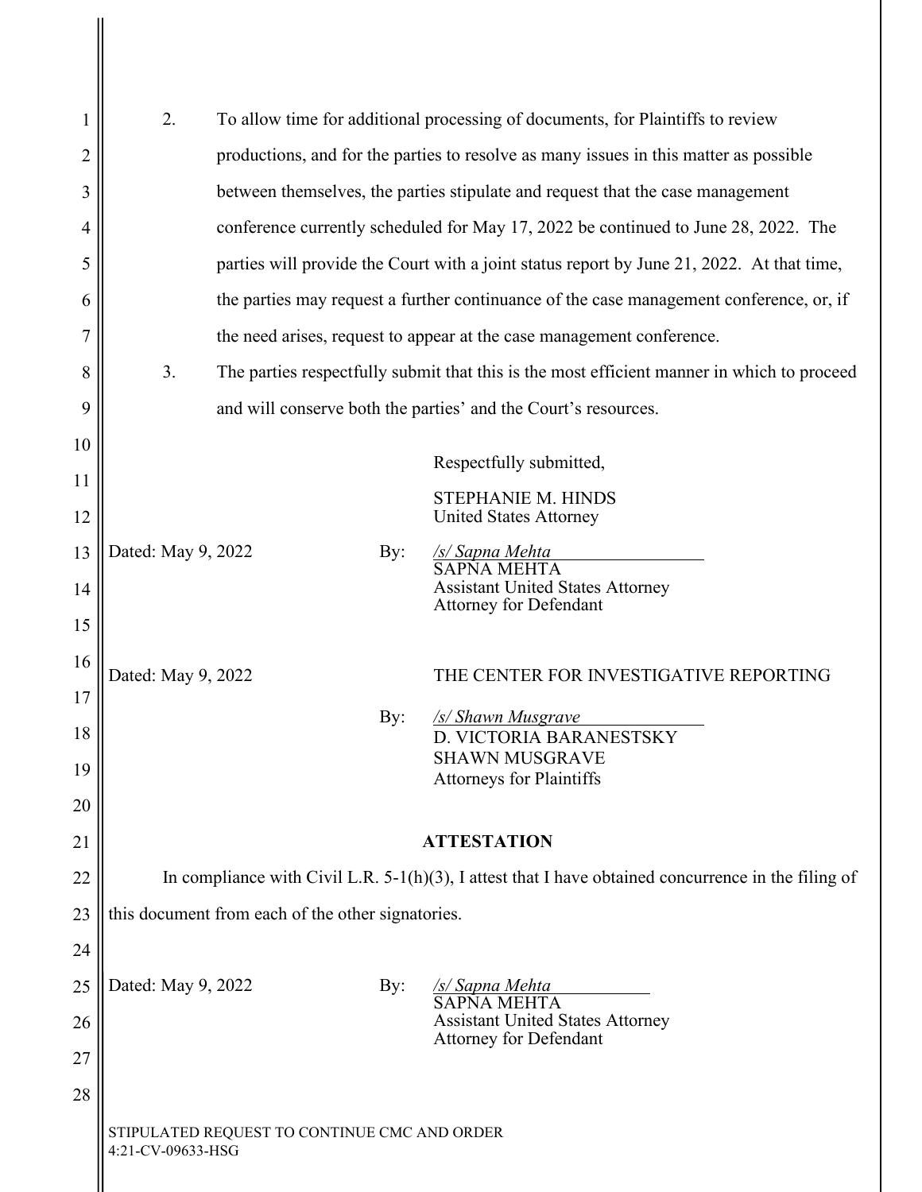2. To allow time for additional processing of documents, for Plaintiffs to review productions, and for the parties to resolve as many issues in this matter as possible between themselves, the parties stipulate and request that the case management conference currently scheduled for May 17, 2022 be continued to June 28, 2022. The parties will provide the Court with a joint status report by June 21, 2022. At that time, the parties may request a further continuance of the case management conference, or, if the need arises, request to appear at the case management conference.

3. The parties respectfully submit that this is the most efficient manner in which to proceed and will conserve both the parties' and the Court's resources.

Respectfully submitted,

STEPHANIE M. HINDS
United States Attorney

Dated: May 9, 2022

By: */s/ Sapna Mehta*
SAPNA MEHTA
Assistant United States Attorney
Attorney for Defendant

Dated: May 9, 2022

THE CENTER FOR INVESTIGATIVE REPORTING

By: */s/ Shawn Musgrave*
D. VICTORIA BARANESTSKY
SHAWN MUSGRAVE
Attorneys for Plaintiffs

**ATTESTATION**

In compliance with Civil L.R. 5-1(h)(3), I attest that I have obtained concurrence in the filing of this document from each of the other signatories.

Dated: May 9, 2022

By: */s/ Sapna Mehta*
SAPNA MEHTA
Assistant United States Attorney
Attorney for Defendant

STIPULATED REQUEST TO CONTINUE CMC AND ORDER
4:21-CV-09633-HSG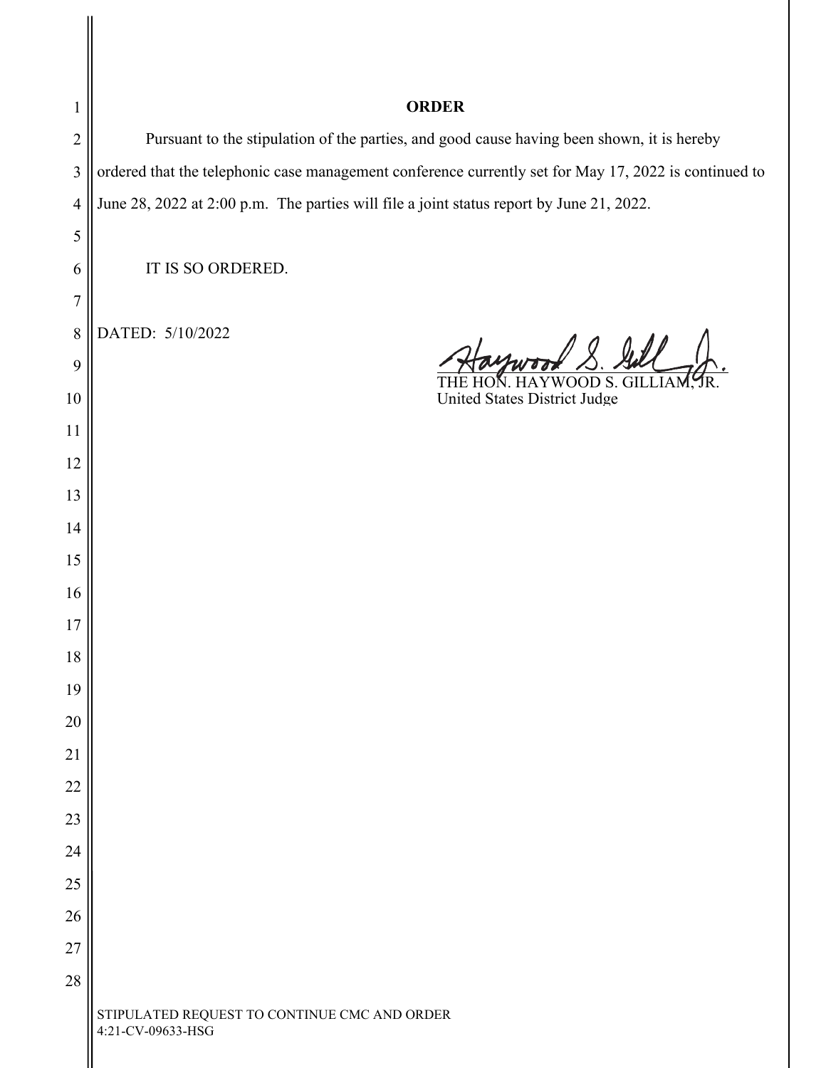**ORDER**

Pursuant to the stipulation of the parties, and good cause having been shown, it is hereby ordered that the telephonic case management conference currently set for May 17, 2022 is continued to June 28, 2022 at 2:00 p.m. The parties will file a joint status report by June 21, 2022.

IT IS SO ORDERED.

DATED: 5/10/2022

THE HON. HAYWOOD S. GILLIAM, JR.
United States District Judge

STIPULATED REQUEST TO CONTINUE CMC AND ORDER
4:21-CV-09633-HSG